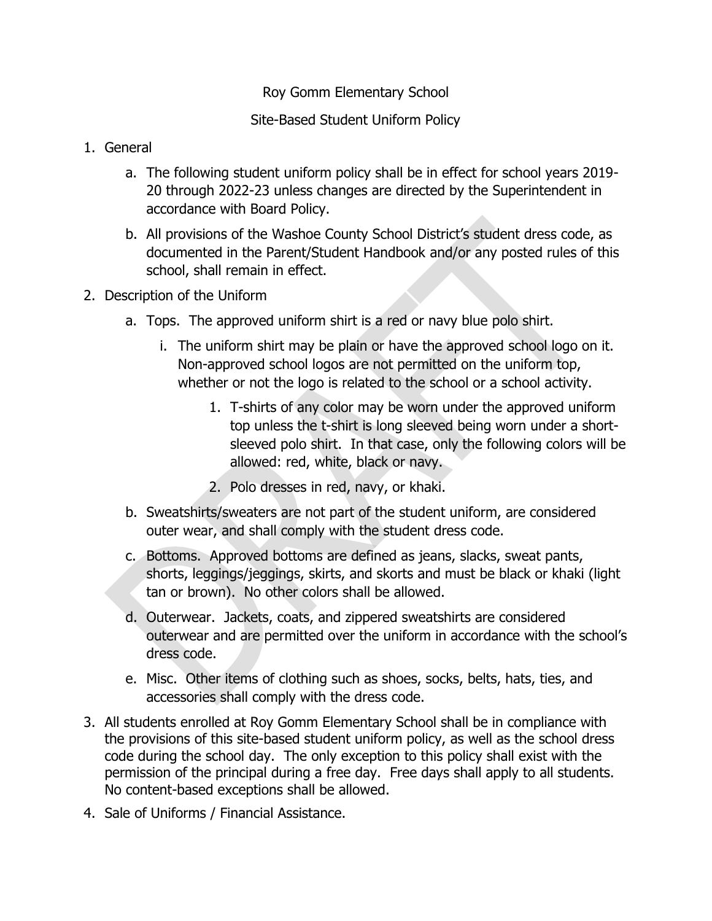# Roy Gomm Elementary School

## Site-Based Student Uniform Policy

1. General
   a. The following student uniform policy shall be in effect for school years 2019-20 through 2022-23 unless changes are directed by the Superintendent in accordance with Board Policy.
   b. All provisions of the Washoe County School District's student dress code, as documented in the Parent/Student Handbook and/or any posted rules of this school, shall remain in effect.
2. Description of the Uniform
   a. Tops. The approved uniform shirt is a red or navy blue polo shirt.
      i. The uniform shirt may be plain or have the approved school logo on it. Non-approved school logos are not permitted on the uniform top, whether or not the logo is related to the school or a school activity.
         1. T-shirts of any color may be worn under the approved uniform top unless the t-shirt is long sleeved being worn under a short-sleeved polo shirt. In that case, only the following colors will be allowed: red, white, black or navy.
         2. Polo dresses in red, navy, or khaki.
   b. Sweatshirts/sweaters are not part of the student uniform, are considered outer wear, and shall comply with the student dress code.
   c. Bottoms. Approved bottoms are defined as jeans, slacks, sweat pants, shorts, leggings/jeggings, skirts, and skorts and must be black or khaki (light tan or brown). No other colors shall be allowed.
   d. Outerwear. Jackets, coats, and zippered sweatshirts are considered outerwear and are permitted over the uniform in accordance with the school's dress code.
   e. Misc. Other items of clothing such as shoes, socks, belts, hats, ties, and accessories shall comply with the dress code.
3. All students enrolled at Roy Gomm Elementary School shall be in compliance with the provisions of this site-based student uniform policy, as well as the school dress code during the school day. The only exception to this policy shall exist with the permission of the principal during a free day. Free days shall apply to all students. No content-based exceptions shall be allowed.
4. Sale of Uniforms / Financial Assistance.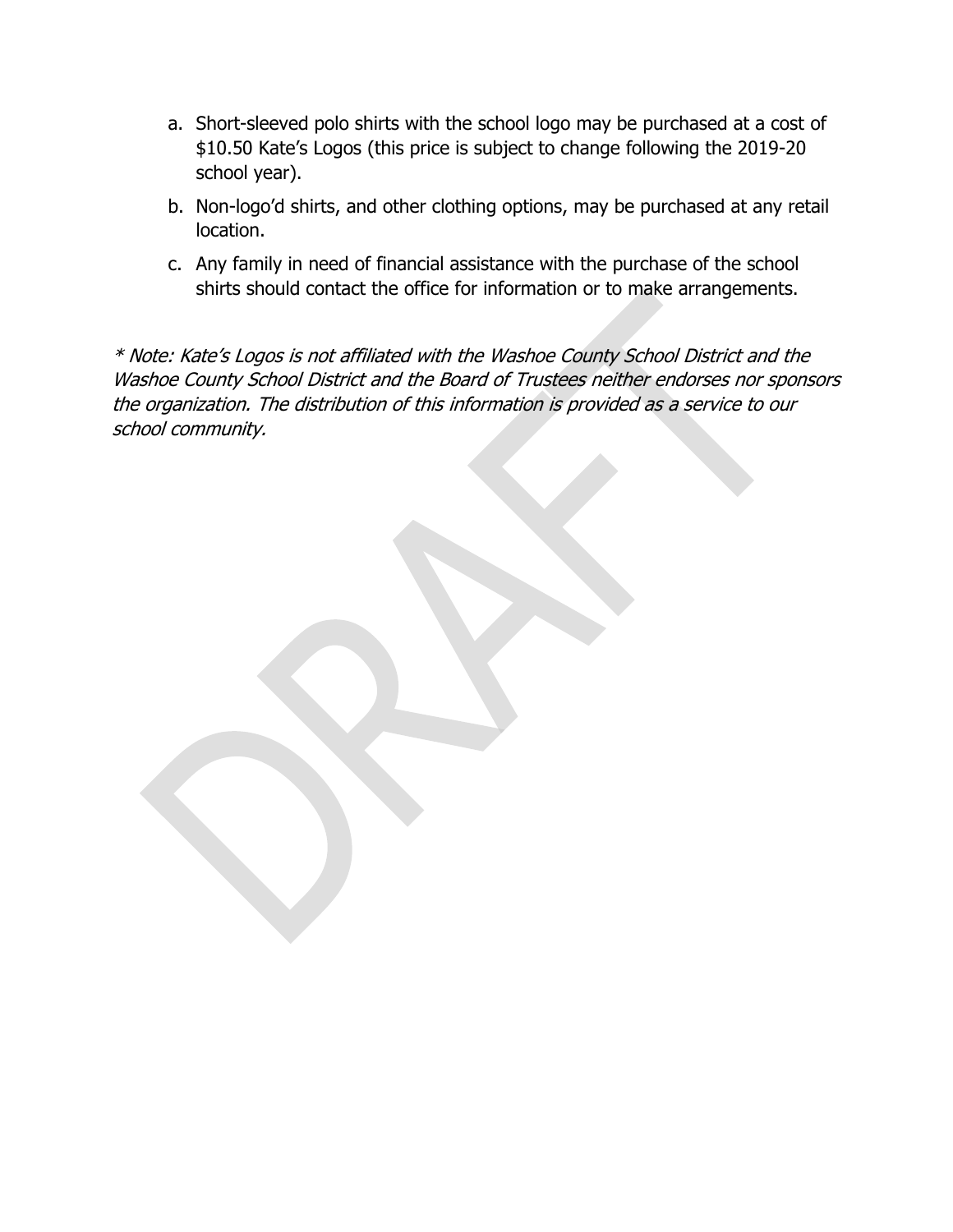a. Short-sleeved polo shirts with the school logo may be purchased at a cost of $10.50 Kate's Logos (this price is subject to change following the 2019-20 school year).
b. Non-logo'd shirts, and other clothing options, may be purchased at any retail location.
c. Any family in need of financial assistance with the purchase of the school shirts should contact the office for information or to make arrangements.

*\* Note: Kate's Logos is not affiliated with the Washoe County School District and the Washoe County School District and the Board of Trustees neither endorses nor sponsors the organization. The distribution of this information is provided as a service to our school community.*